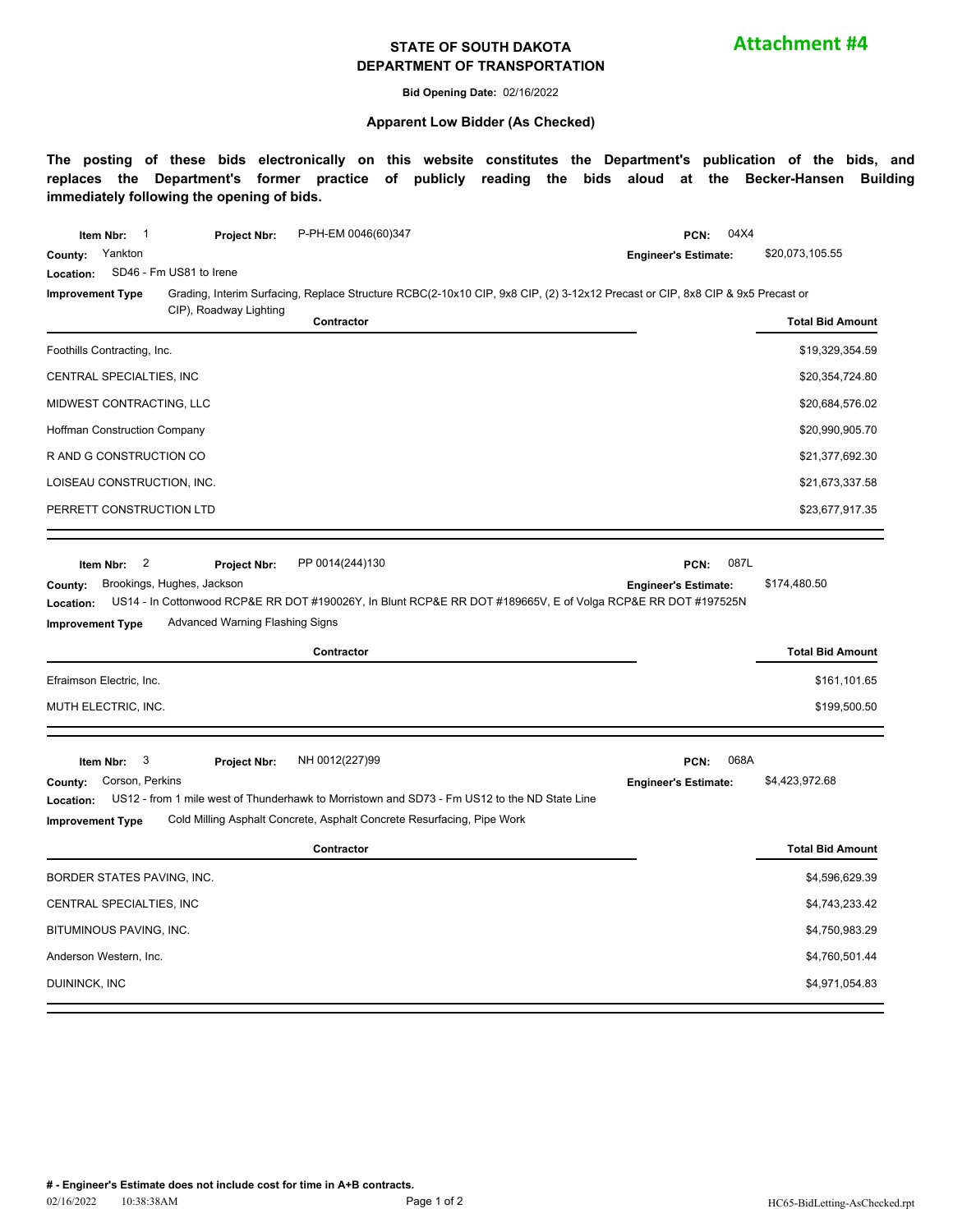**Attachment #4**

# STATE OF SOUTH DAKOTA
# DEPARTMENT OF TRANSPORTATION

**Bid Opening Date:** 02/16/2022

**Apparent Low Bidder (As Checked)**

**The posting of these bids electronically on this website constitutes the Department's publication of the bids, and replaces the Department's former practice of publicly reading the bids aloud at the Becker-Hansen Building immediately following the opening of bids.**

**Item Nbr:** 1 **Project Nbr:** P-PH-EM 0046(60)347 **PCN:** 04X4
**County:** Yankton **Engineer's Estimate:** $20,073,105.55
**Location:** SD46 - Fm US81 to Irene
**Improvement Type** Grading, Interim Surfacing, Replace Structure RCBC(2-10x10 CIP, 9x8 CIP, (2) 3-12x12 Precast or CIP, 8x8 CIP & 9x5 Precast or CIP), Roadway Lighting

| Contractor | Total Bid Amount |
|---|---|
| Foothills Contracting, Inc. | $19,329,354.59 |
| CENTRAL SPECIALTIES, INC | $20,354,724.80 |
| MIDWEST CONTRACTING, LLC | $20,684,576.02 |
| Hoffman Construction Company | $20,990,905.70 |
| R AND G CONSTRUCTION CO | $21,377,692.30 |
| LOISEAU CONSTRUCTION, INC. | $21,673,337.58 |
| PERRETT CONSTRUCTION LTD | $23,677,917.35 |

**Item Nbr:** 2 **Project Nbr:** PP 0014(244)130 **PCN:** 087L
**County:** Brookings, Hughes, Jackson **Engineer's Estimate:** $174,480.50
**Location:** US14 - In Cottonwood RCP&E RR DOT #190026Y, In Blunt RCP&E RR DOT #189665V, E of Volga RCP&E RR DOT #197525N
**Improvement Type** Advanced Warning Flashing Signs

| Contractor | Total Bid Amount |
|---|---|
| Efraimson Electric, Inc. | $161,101.65 |
| MUTH ELECTRIC, INC. | $199,500.50 |

**Item Nbr:** 3 **Project Nbr:** NH 0012(227)99 **PCN:** 068A
**County:** Corson, Perkins **Engineer's Estimate:** $4,423,972.68
**Location:** US12 - from 1 mile west of Thunderhawk to Morristown and SD73 - Fm US12 to the ND State Line
**Improvement Type** Cold Milling Asphalt Concrete, Asphalt Concrete Resurfacing, Pipe Work

| Contractor | Total Bid Amount |
|---|---|
| BORDER STATES PAVING, INC. | $4,596,629.39 |
| CENTRAL SPECIALTIES, INC | $4,743,233.42 |
| BITUMINOUS PAVING, INC. | $4,750,983.29 |
| Anderson Western, Inc. | $4,760,501.44 |
| DUININCK, INC | $4,971,054.83 |

**# - Engineer's Estimate does not include cost for time in A+B contracts.**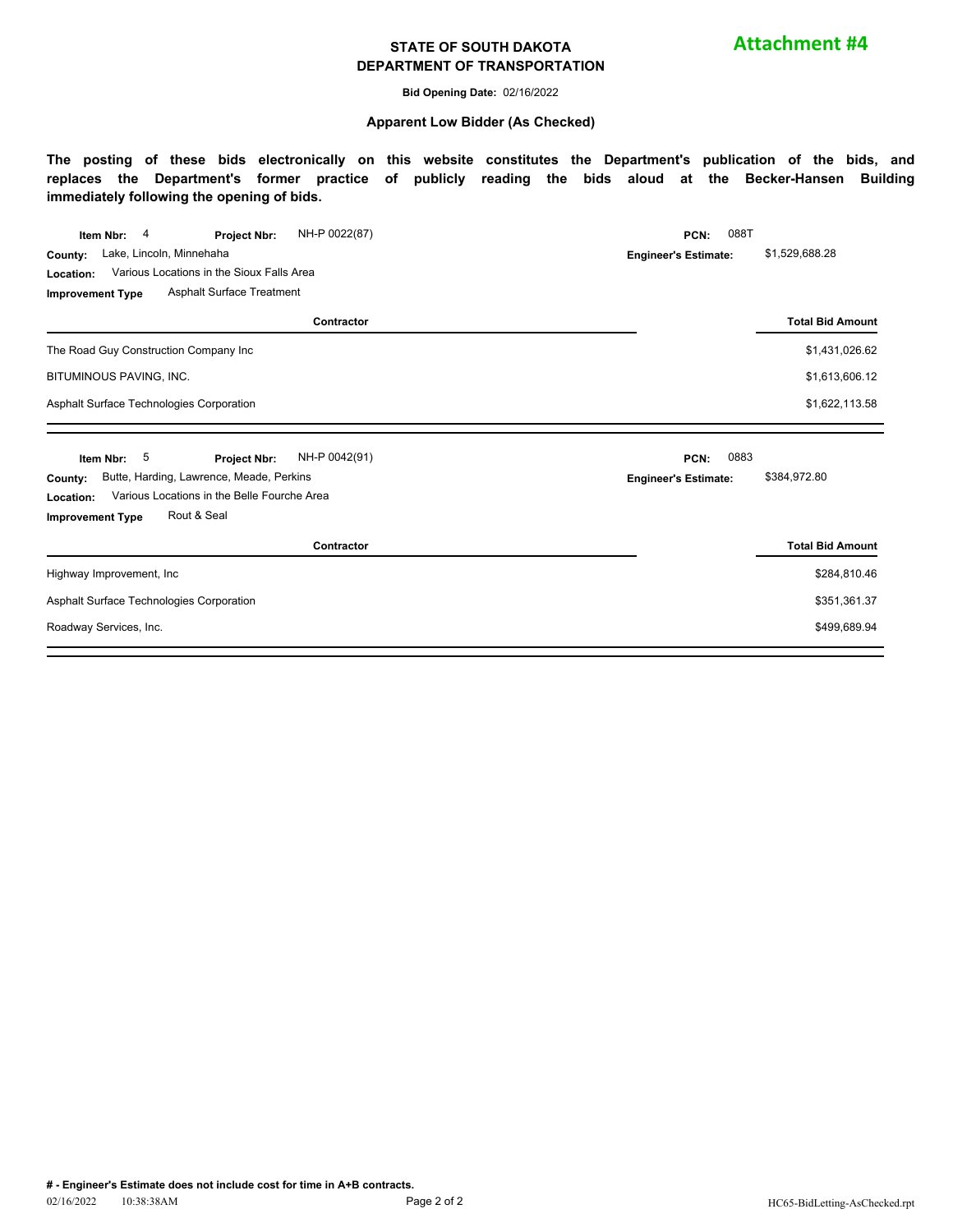Attachment #4

# STATE OF SOUTH DAKOTA
# DEPARTMENT OF TRANSPORTATION

**Bid Opening Date:** 02/16/2022

**Apparent Low Bidder (As Checked)**

**The posting of these bids electronically on this website constitutes the Department's publication of the bids, and replaces the Department's former practice of publicly reading the bids aloud at the Becker-Hansen Building immediately following the opening of bids.**

**Item Nbr:** 4 **Project Nbr:** NH-P 0022(87) **PCN:** 088T
**County:** Lake, Lincoln, Minnehaha **Engineer's Estimate:** $1,529,688.28
**Location:** Various Locations in the Sioux Falls Area
**Improvement Type** Asphalt Surface Treatment

| Contractor | Total Bid Amount |
|---|---|
| The Road Guy Construction Company Inc | $1,431,026.62 |
| BITUMINOUS PAVING, INC. | $1,613,606.12 |
| Asphalt Surface Technologies Corporation | $1,622,113.58 |

**Item Nbr:** 5 **Project Nbr:** NH-P 0042(91) **PCN:** 0883
**County:** Butte, Harding, Lawrence, Meade, Perkins **Engineer's Estimate:** $384,972.80
**Location:** Various Locations in the Belle Fourche Area
**Improvement Type** Rout & Seal

| Contractor | Total Bid Amount |
|---|---|
| Highway Improvement, Inc | $284,810.46 |
| Asphalt Surface Technologies Corporation | $351,361.37 |
| Roadway Services, Inc. | $499,689.94 |

**# - Engineer's Estimate does not include cost for time in A+B contracts.**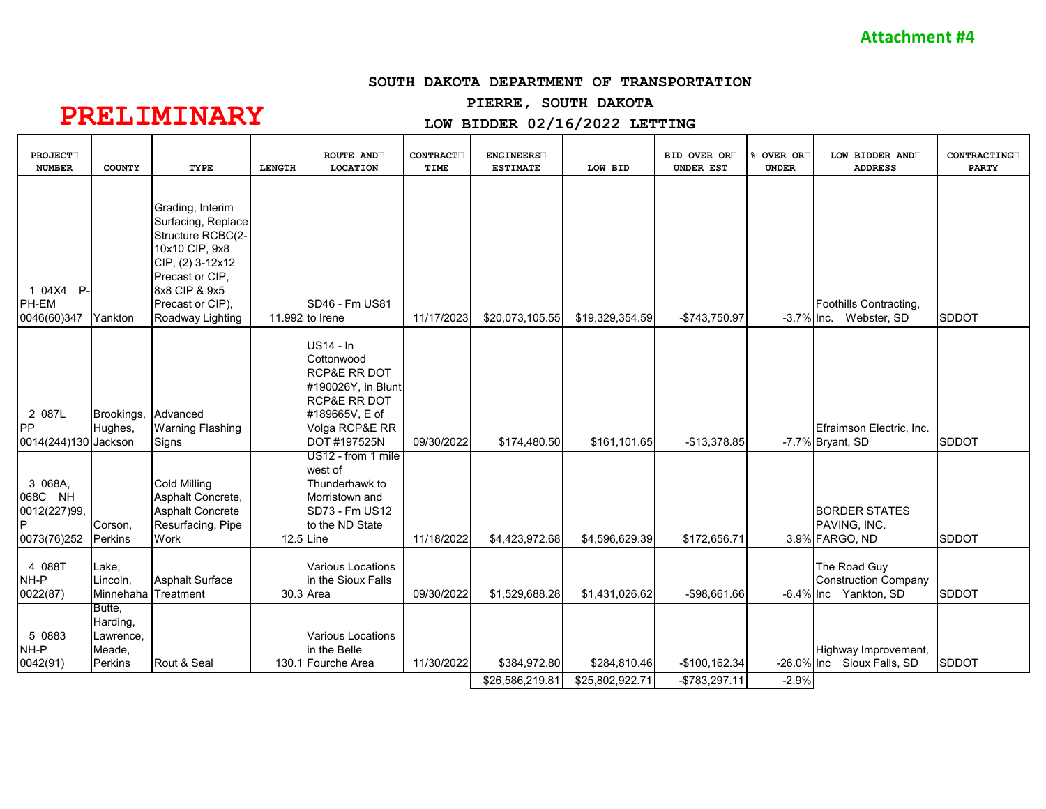Attachment #4

**PRELIMINARY**

# SOUTH DAKOTA DEPARTMENT OF TRANSPORTATION

## PIERRE, SOUTH DAKOTA

## LOW BIDDER 02/16/2022 LETTING

| PROJECT NUMBER | COUNTY | TYPE | LENGTH | ROUTE AND LOCATION | CONTRACT TIME | ENGINEERS ESTIMATE | LOW BID | BID OVER OR UNDER EST | % OVER OR UNDER | LOW BIDDER AND ADDRESS | CONTRACTING PARTY |
|---|---|---|---|---|---|---|---|---|---|---|---|
| 1 04X4 P-PH-EM 0046(60)347 | Yankton | Grading, Interim Surfacing, Replace Structure RCBC(2-10x10 CIP, 9x8 CIP, (2) 3-12x12 Precast or CIP, 8x8 CIP & 9x5 Precast or CIP), Roadway Lighting | 11.992 | SD46 - Fm US81 to Irene | 11/17/2023 | $20,073,105.55 | $19,329,354.59 | -$743,750.97 | -3.7% | Foothills Contracting, Inc. Webster, SD | SDDOT |
| 2 087L PP 0014(244)130 | Brookings, Hughes, Jackson | Advanced Warning Flashing Signs | | US14 - In Cottonwood RCP&E RR DOT #190026Y, In Blunt RCP&E RR DOT #189665V, E of Volga RCP&E RR DOT #197525N | 09/30/2022 | $174,480.50 | $161,101.65 | -$13,378.85 | -7.7% | Efraimson Electric, Inc. Bryant, SD | SDDOT |
| 3 068A, 068C NH 0012(227)99, P 0073(76)252 | Corson, Perkins | Cold Milling Asphalt Concrete, Asphalt Concrete Resurfacing, Pipe Work | 12.5 | US12 - from 1 mile west of Thunderhawk to Morristown and SD73 - Fm US12 to the ND State Line | 11/18/2022 | $4,423,972.68 | $4,596,629.39 | $172,656.71 | 3.9% | BORDER STATES PAVING, INC. FARGO, ND | SDDOT |
| 4 088T NH-P 0022(87) | Lake, Lincoln, Minnehaha | Asphalt Surface Treatment | 30.3 | Various Locations in the Sioux Falls Area | 09/30/2022 | $1,529,688.28 | $1,431,026.62 | -$98,661.66 | -6.4% | The Road Guy Construction Company Inc Yankton, SD | SDDOT |
| 5 0883 NH-P 0042(91) | Butte, Harding, Lawrence, Meade, Perkins | Rout & Seal | 130.1 | Various Locations in the Belle Fourche Area | 11/30/2022 | $384,972.80 | $284,810.46 | -$100,162.34 | -26.0% | Highway Improvement, Inc Sioux Falls, SD | SDDOT |
| | | | | | | $26,586,219.81 | $25,802,922.71 | -$783,297.11 | -2.9% | | |